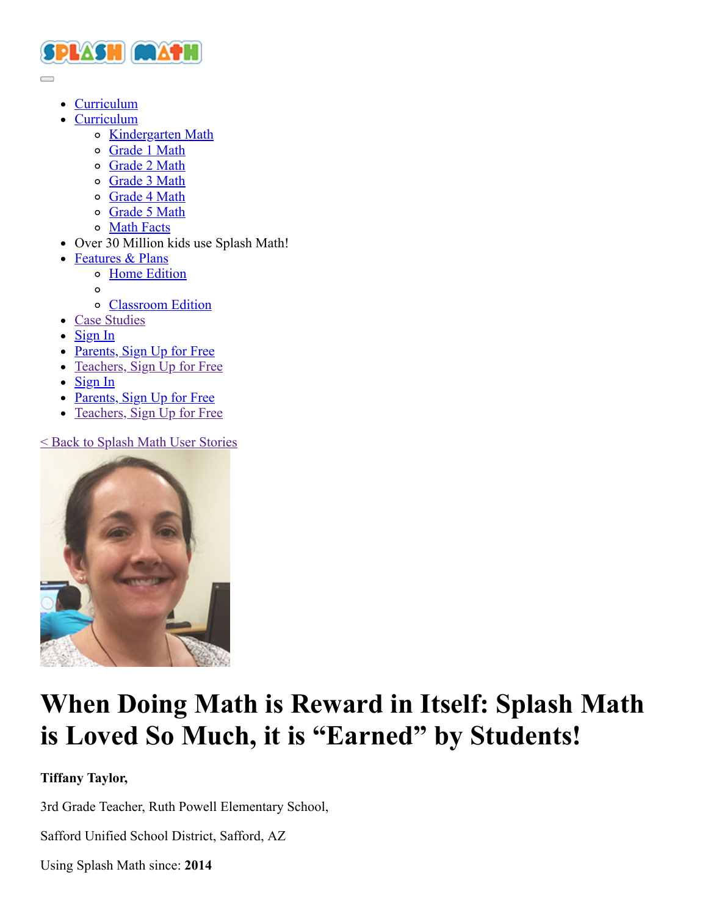- Curriculum
- Curriculum
  - Kindergarten Math
  - Grade 1 Math
  - Grade 2 Math
  - Grade 3 Math
  - Grade 4 Math
  - Grade 5 Math
  - Math Facts
- Over 30 Million kids use Splash Math!
- Features & Plans
  - Home Edition
  - 
  - Classroom Edition
- Case Studies
- Sign In
- Parents, Sign Up for Free
- Teachers, Sign Up for Free
- Sign In
- Parents, Sign Up for Free
- Teachers, Sign Up for Free

< Back to Splash Math User Stories

# When Doing Math is Reward in Itself: Splash Math is Loved So Much, it is "Earned" by Students!

**Tiffany Taylor,**

3rd Grade Teacher, Ruth Powell Elementary School,

Safford Unified School District, Safford, AZ

Using Splash Math since: **2014**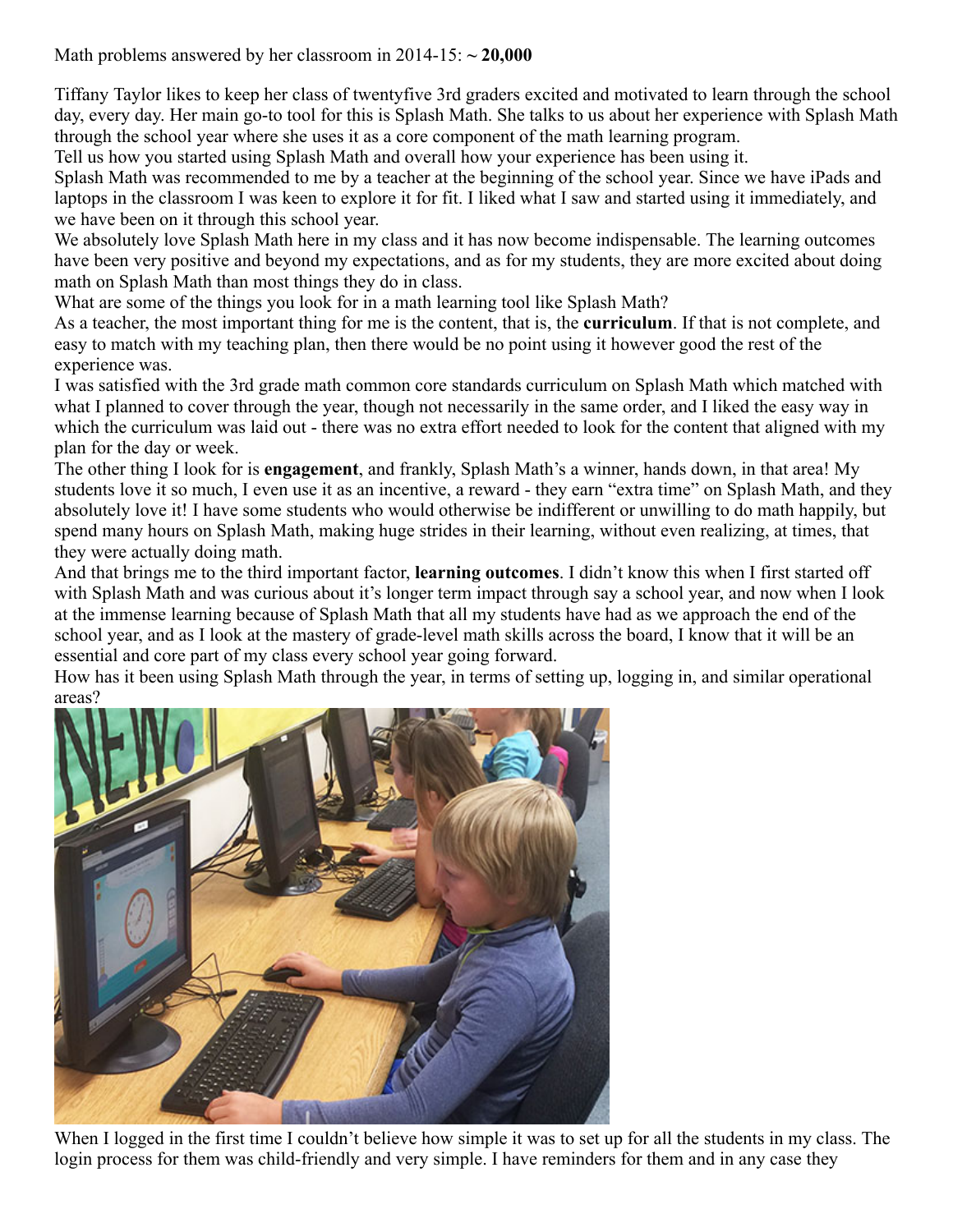Math problems answered by her classroom in 2014-15: ~ **20,000**

Tiffany Taylor likes to keep her class of twentyfive 3rd graders excited and motivated to learn through the school day, every day. Her main go-to tool for this is Splash Math. She talks to us about her experience with Splash Math through the school year where she uses it as a core component of the math learning program.

Tell us how you started using Splash Math and overall how your experience has been using it.

Splash Math was recommended to me by a teacher at the beginning of the school year. Since we have iPads and laptops in the classroom I was keen to explore it for fit. I liked what I saw and started using it immediately, and we have been on it through this school year.

We absolutely love Splash Math here in my class and it has now become indispensable. The learning outcomes have been very positive and beyond my expectations, and as for my students, they are more excited about doing math on Splash Math than most things they do in class.

What are some of the things you look for in a math learning tool like Splash Math?

As a teacher, the most important thing for me is the content, that is, the **curriculum**. If that is not complete, and easy to match with my teaching plan, then there would be no point using it however good the rest of the experience was.

I was satisfied with the 3rd grade math common core standards curriculum on Splash Math which matched with what I planned to cover through the year, though not necessarily in the same order, and I liked the easy way in which the curriculum was laid out - there was no extra effort needed to look for the content that aligned with my plan for the day or week.

The other thing I look for is **engagement**, and frankly, Splash Math's a winner, hands down, in that area! My students love it so much, I even use it as an incentive, a reward - they earn "extra time" on Splash Math, and they absolutely love it! I have some students who would otherwise be indifferent or unwilling to do math happily, but spend many hours on Splash Math, making huge strides in their learning, without even realizing, at times, that they were actually doing math.

And that brings me to the third important factor, **learning outcomes**. I didn't know this when I first started off with Splash Math and was curious about it's longer term impact through say a school year, and now when I look at the immense learning because of Splash Math that all my students have had as we approach the end of the school year, and as I look at the mastery of grade-level math skills across the board, I know that it will be an essential and core part of my class every school year going forward.

How has it been using Splash Math through the year, in terms of setting up, logging in, and similar operational areas?

When I logged in the first time I couldn't believe how simple it was to set up for all the students in my class. The login process for them was child-friendly and very simple. I have reminders for them and in any case they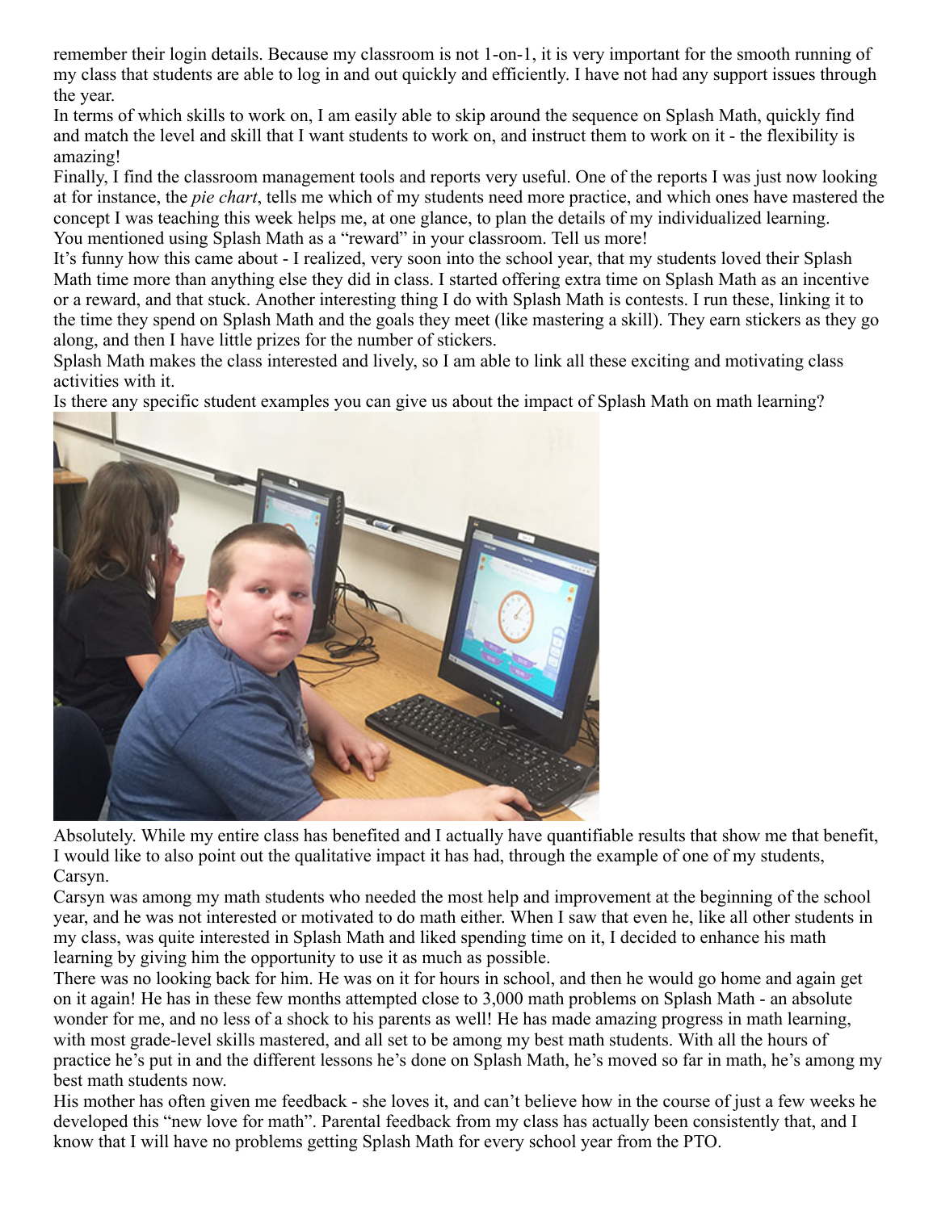remember their login details. Because my classroom is not 1-on-1, it is very important for the smooth running of my class that students are able to log in and out quickly and efficiently. I have not had any support issues through the year.

In terms of which skills to work on, I am easily able to skip around the sequence on Splash Math, quickly find and match the level and skill that I want students to work on, and instruct them to work on it - the flexibility is amazing!

Finally, I find the classroom management tools and reports very useful. One of the reports I was just now looking at for instance, the *pie chart*, tells me which of my students need more practice, and which ones have mastered the concept I was teaching this week helps me, at one glance, to plan the details of my individualized learning.

You mentioned using Splash Math as a "reward" in your classroom. Tell us more!

It's funny how this came about - I realized, very soon into the school year, that my students loved their Splash Math time more than anything else they did in class. I started offering extra time on Splash Math as an incentive or a reward, and that stuck. Another interesting thing I do with Splash Math is contests. I run these, linking it to the time they spend on Splash Math and the goals they meet (like mastering a skill). They earn stickers as they go along, and then I have little prizes for the number of stickers.

Splash Math makes the class interested and lively, so I am able to link all these exciting and motivating class activities with it.

Is there any specific student examples you can give us about the impact of Splash Math on math learning?

Absolutely. While my entire class has benefited and I actually have quantifiable results that show me that benefit, I would like to also point out the qualitative impact it has had, through the example of one of my students, Carsyn.

Carsyn was among my math students who needed the most help and improvement at the beginning of the school year, and he was not interested or motivated to do math either. When I saw that even he, like all other students in my class, was quite interested in Splash Math and liked spending time on it, I decided to enhance his math learning by giving him the opportunity to use it as much as possible.

There was no looking back for him. He was on it for hours in school, and then he would go home and again get on it again! He has in these few months attempted close to 3,000 math problems on Splash Math - an absolute wonder for me, and no less of a shock to his parents as well! He has made amazing progress in math learning, with most grade-level skills mastered, and all set to be among my best math students. With all the hours of practice he's put in and the different lessons he's done on Splash Math, he's moved so far in math, he's among my best math students now.

His mother has often given me feedback - she loves it, and can't believe how in the course of just a few weeks he developed this "new love for math". Parental feedback from my class has actually been consistently that, and I know that I will have no problems getting Splash Math for every school year from the PTO.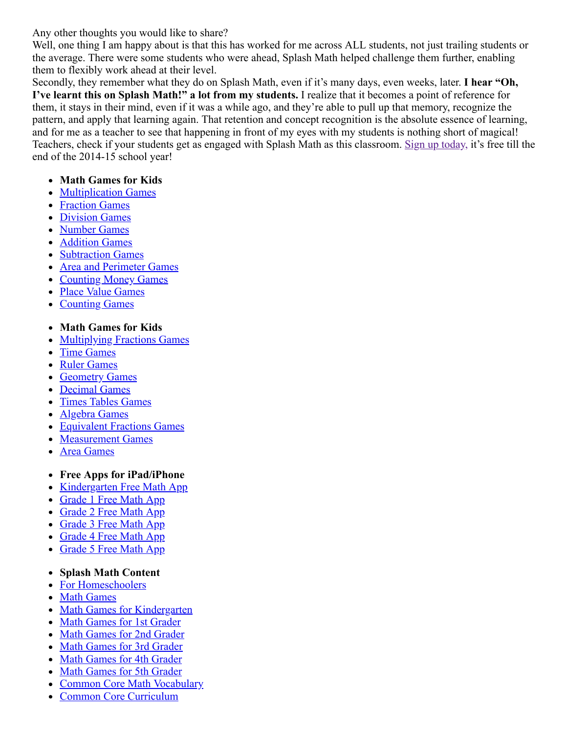Any other thoughts you would like to share?

Well, one thing I am happy about is that this has worked for me across ALL students, not just trailing students or the average. There were some students who were ahead, Splash Math helped challenge them further, enabling them to flexibly work ahead at their level.

Secondly, they remember what they do on Splash Math, even if it's many days, even weeks, later. **I hear "Oh, I've learnt this on Splash Math!" a lot from my students.** I realize that it becomes a point of reference for them, it stays in their mind, even if it was a while ago, and they're able to pull up that memory, recognize the pattern, and apply that learning again. That retention and concept recognition is the absolute essence of learning, and for me as a teacher to see that happening in front of my eyes with my students is nothing short of magical!

Teachers, check if your students get as engaged with Splash Math as this classroom. Sign up today, it's free till the end of the 2014-15 school year!

- **Math Games for Kids**
- Multiplication Games
- Fraction Games
- Division Games
- Number Games
- Addition Games
- Subtraction Games
- Area and Perimeter Games
- Counting Money Games
- Place Value Games
- Counting Games

- **Math Games for Kids**
- Multiplying Fractions Games
- Time Games
- Ruler Games
- Geometry Games
- Decimal Games
- Times Tables Games
- Algebra Games
- Equivalent Fractions Games
- Measurement Games
- Area Games

- **Free Apps for iPad/iPhone**
- Kindergarten Free Math App
- Grade 1 Free Math App
- Grade 2 Free Math App
- Grade 3 Free Math App
- Grade 4 Free Math App
- Grade 5 Free Math App

- **Splash Math Content**
- For Homeschoolers
- Math Games
- Math Games for Kindergarten
- Math Games for 1st Grader
- Math Games for 2nd Grader
- Math Games for 3rd Grader
- Math Games for 4th Grader
- Math Games for 5th Grader
- Common Core Math Vocabulary
- Common Core Curriculum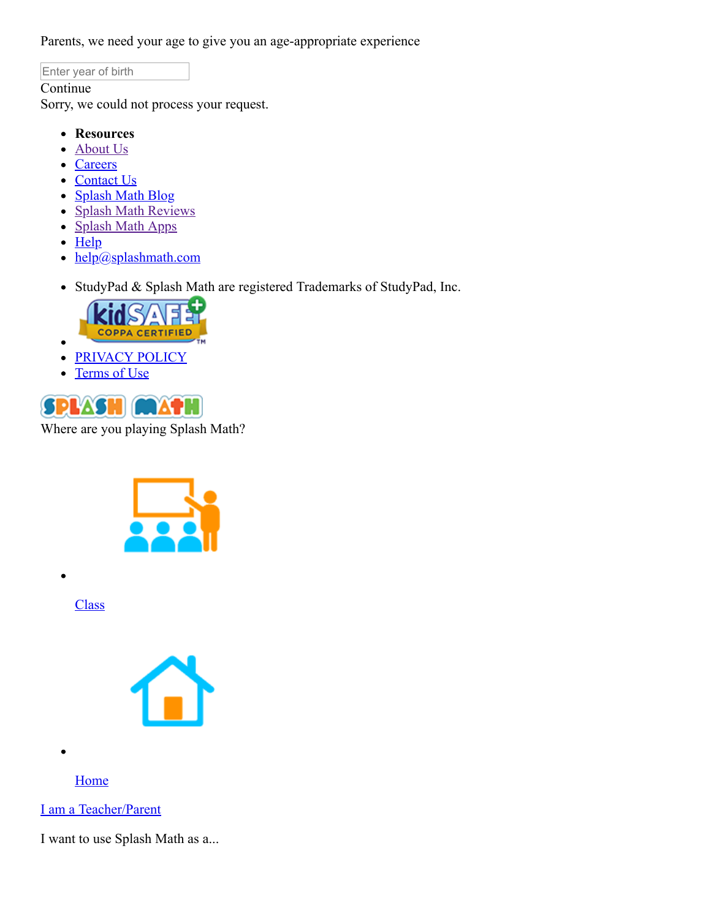Parents, we need your age to give you an age-appropriate experience

Enter year of birth

Continue

Sorry, we could not process your request.

- **Resources**
- About Us
- Careers
- Contact Us
- Splash Math Blog
- Splash Math Reviews
- Splash Math Apps
- Help
- help@splashmath.com

- StudyPad & Splash Math are registered Trademarks of StudyPad, Inc.
- 
- PRIVACY POLICY
- Terms of Use

Where are you playing Splash Math?

- Class
- Home

I am a Teacher/Parent

I want to use Splash Math as a...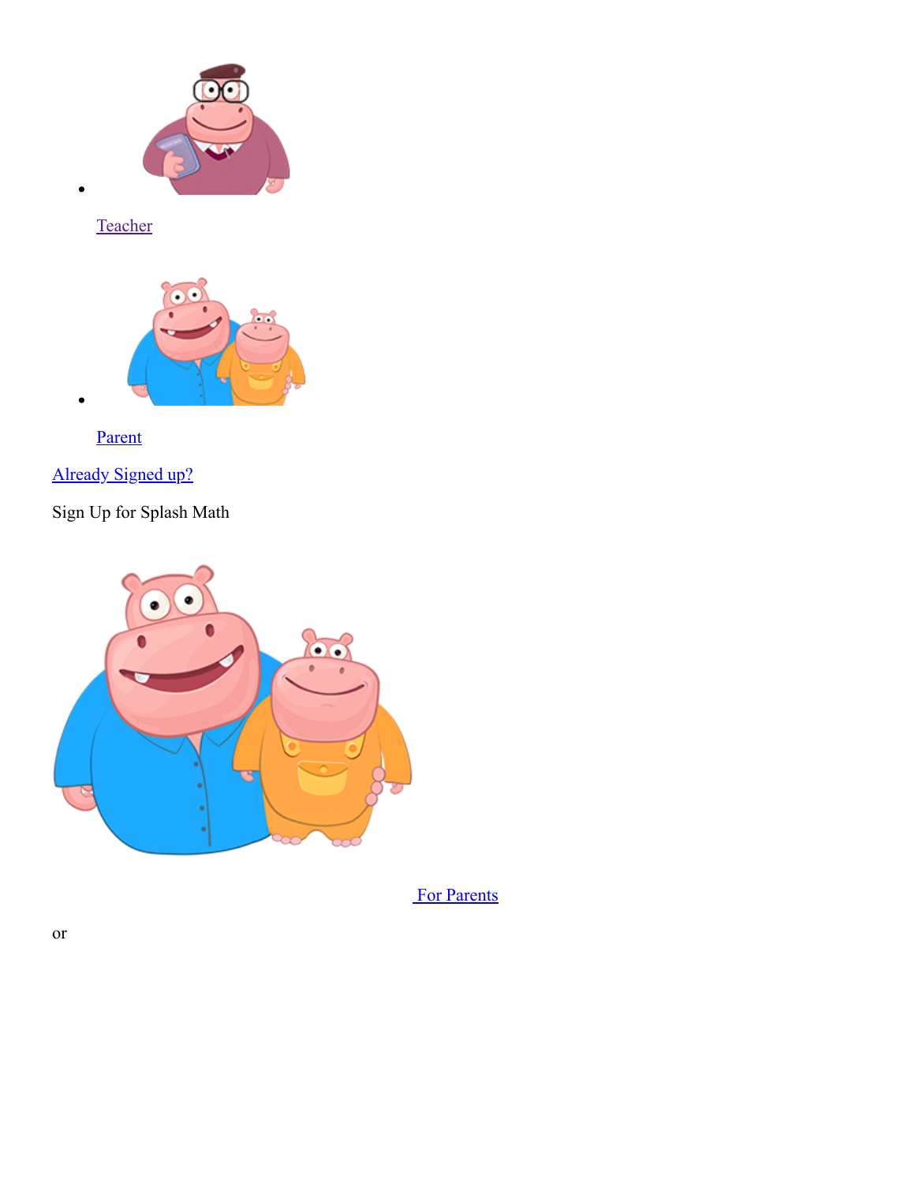- Teacher

- Parent

Already Signed up?

Sign Up for Splash Math

For Parents

or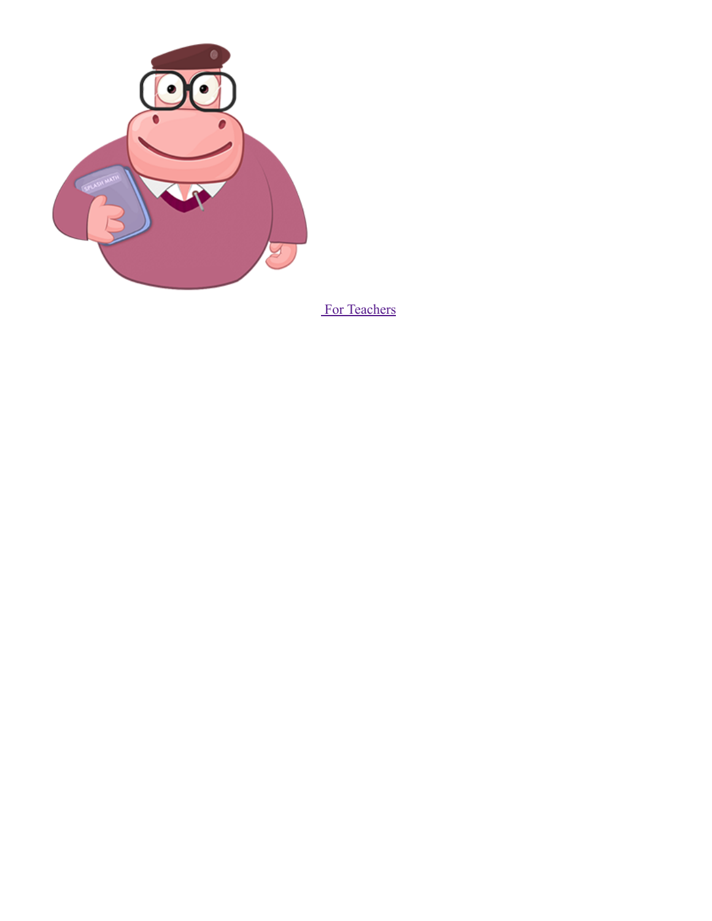For Teachers